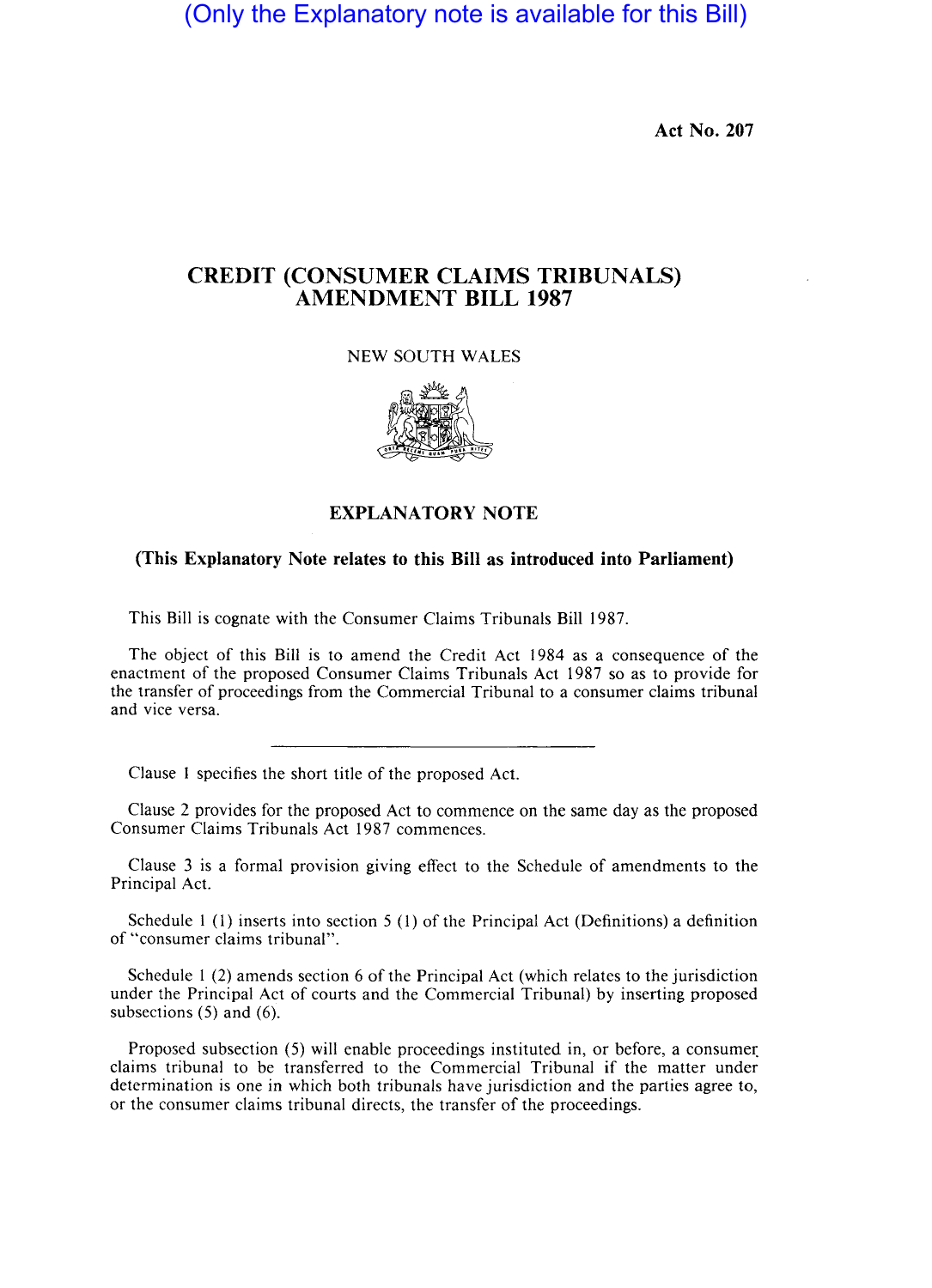(Only the Explanatory note is available for this Bill)

**Act No. 207**

# CREDIT (CONSUMER CLAIMS TRIBUNALS) AMENDMENT BILL 1987

NEW SOUTH WALES

## EXPLANATORY NOTE

**(This Explanatory Note relates to this Bill as introduced into Parliament)**

This Bill is cognate with the Consumer Claims Tribunals Bill 1987.

The object of this Bill is to amend the Credit Act 1984 as a consequence of the enactment of the proposed Consumer Claims Tribunals Act 1987 so as to provide for the transfer of proceedings from the Commercial Tribunal to a consumer claims tribunal and vice versa.

---

Clause 1 specifies the short title of the proposed Act.

Clause 2 provides for the proposed Act to commence on the same day as the proposed Consumer Claims Tribunals Act 1987 commences.

Clause 3 is a formal provision giving effect to the Schedule of amendments to the Principal Act.

Schedule 1 (1) inserts into section 5 (1) of the Principal Act (Definitions) a definition of "consumer claims tribunal".

Schedule 1 (2) amends section 6 of the Principal Act (which relates to the jurisdiction under the Principal Act of courts and the Commercial Tribunal) by inserting proposed subsections (5) and (6).

Proposed subsection (5) will enable proceedings instituted in, or before, a consumer claims tribunal to be transferred to the Commercial Tribunal if the matter under determination is one in which both tribunals have jurisdiction and the parties agree to, or the consumer claims tribunal directs, the transfer of the proceedings.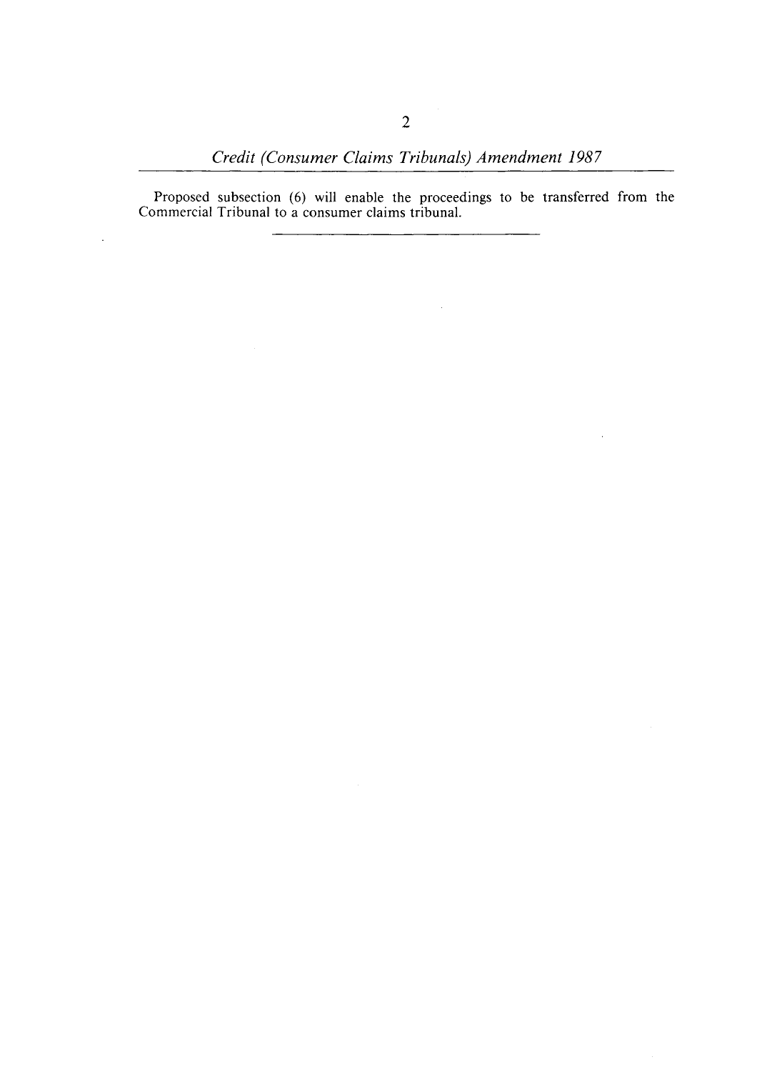Proposed subsection (6) will enable the proceedings to be transferred from the Commercial Tribunal to a consumer claims tribunal.